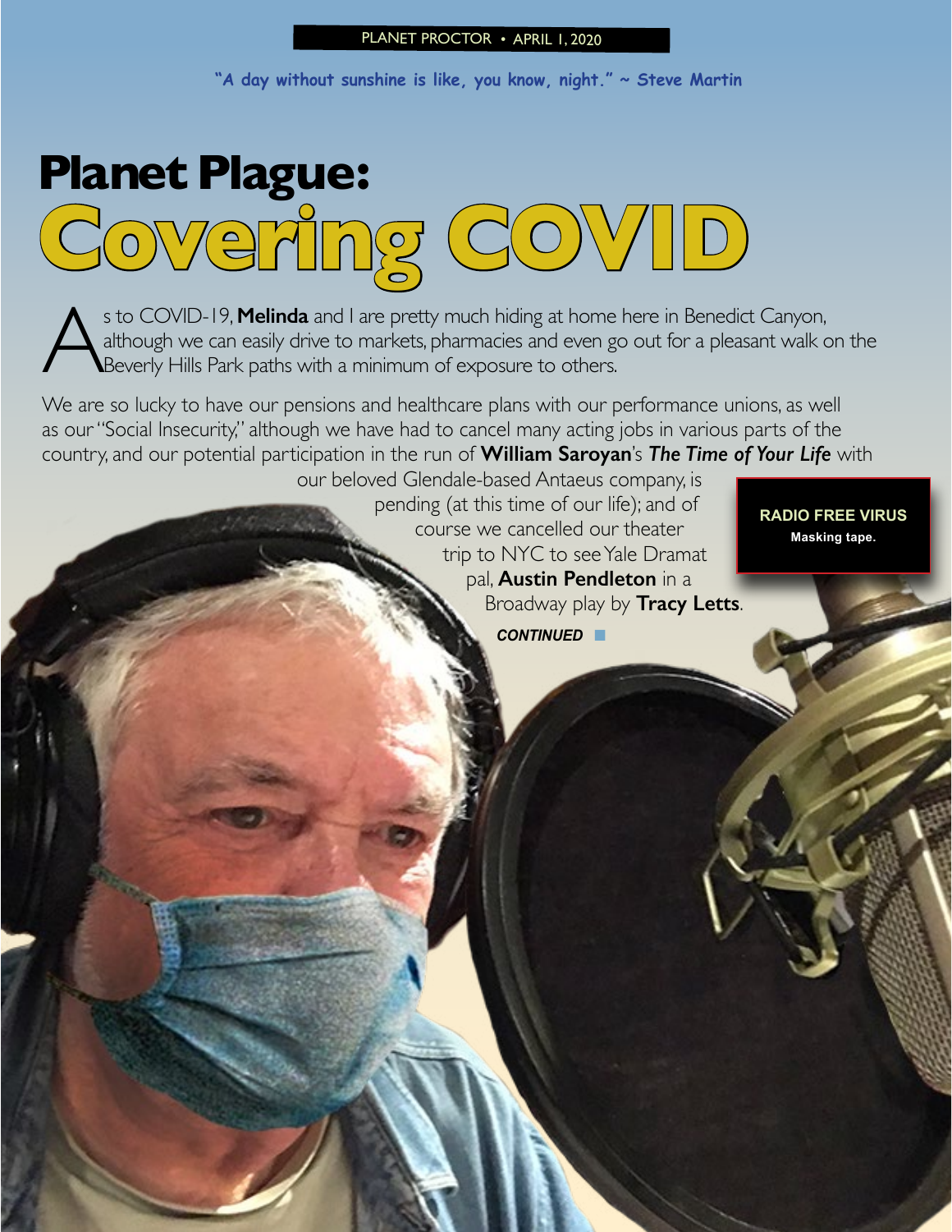"A day without sunshine is like, you know, night." ~ Steve Martin

# Planet Plague: Covering COVID

As to COVID-19, **Melinda** and I are pretty much hiding at home here in Benedict Canyon, although we can easily drive to markets, pharmacies and even go out for a pleasant walk on the Beverly Hills Park paths with a minimum of exposure to others.

We are so lucky to have our pensions and healthcare plans with our performance unions, as well as our "Social Insecurity," although we have had to cancel many acting jobs in various parts of the country, and our potential participation in the run of **William Saroyan**'s ***The Time of Your Life*** with our beloved Glendale-based Antaeus company, is pending (at this time of our life); and of course we cancelled our theater trip to NYC to see Yale Dramat pal, **Austin Pendleton** in a Broadway play by **Tracy Letts**.

***CONTINUED***

**RADIO FREE VIRUS**
**Masking tape.**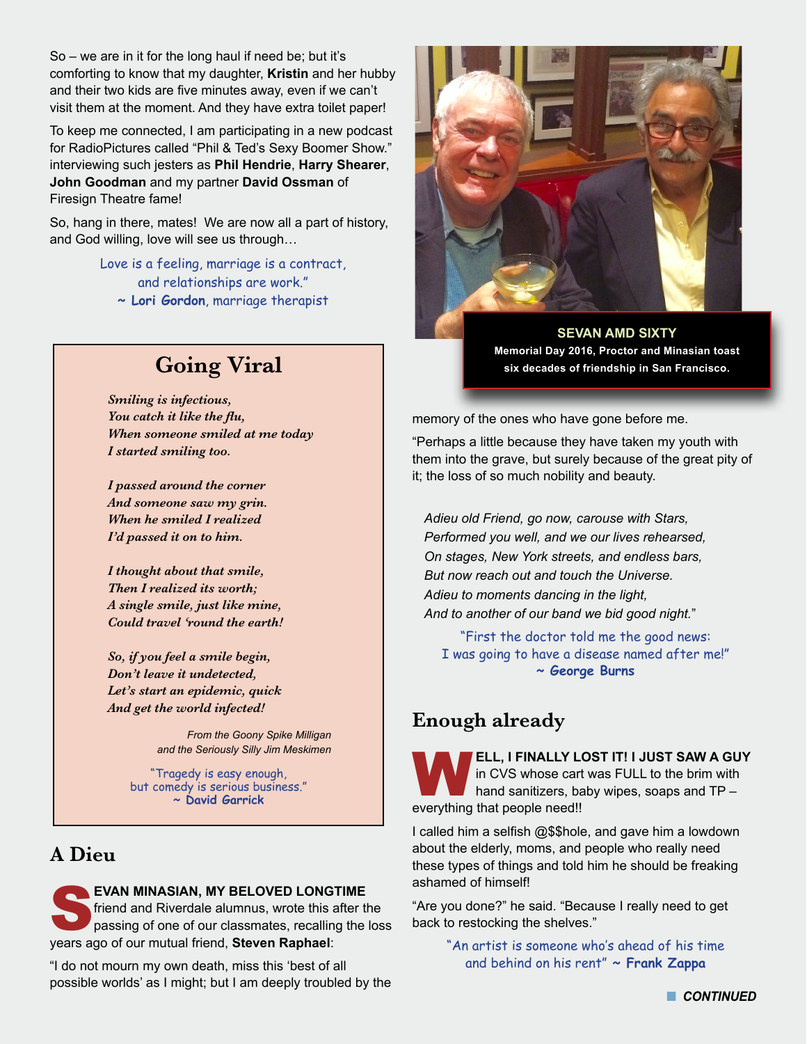So – we are in it for the long haul if need be; but it's comforting to know that my daughter, **Kristin** and her hubby and their two kids are five minutes away, even if we can't visit them at the moment. And they have extra toilet paper!

To keep me connected, I am participating in a new podcast for RadioPictures called "Phil & Ted's Sexy Boomer Show." interviewing such jesters as **Phil Hendrie**, **Harry Shearer**, **John Goodman** and my partner **David Ossman** of Firesign Theatre fame!

So, hang in there, mates! We are now all a part of history, and God willing, love will see us through…

> Love is a feeling, marriage is a contract, and relationships are work."
> ~ **Lori Gordon**, marriage therapist

## Going Viral

*Smiling is infectious,*
*You catch it like the flu,*
*When someone smiled at me today*
*I started smiling too.*

*I passed around the corner*
*And someone saw my grin.*
*When he smiled I realized*
*I'd passed it on to him.*

*I thought about that smile,*
*Then I realized its worth;*
*A single smile, just like mine,*
*Could travel 'round the earth!*

*So, if you feel a smile begin,*
*Don't leave it undetected,*
*Let's start an epidemic, quick*
*And get the world infected!*

*From the Goony Spike Milligan and the Seriously Silly Jim Meskimen*

> "Tragedy is easy enough, but comedy is serious business."
> ~ **David Garrick**

## A Dieu

**SEVAN MINASIAN, MY BELOVED LONGTIME** friend and Riverdale alumnus, wrote this after the passing of one of our classmates, recalling the loss years ago of our mutual friend, **Steven Raphael**:

"I do not mourn my own death, miss this 'best of all possible worlds' as I might; but I am deeply troubled by the memory of the ones who have gone before me.

"Perhaps a little because they have taken my youth with them into the grave, but surely because of the great pity of it; the loss of so much nobility and beauty.

*Adieu old Friend, go now, carouse with Stars,*
*Performed you well, and we our lives rehearsed,*
*On stages, New York streets, and endless bars,*
*But now reach out and touch the Universe.*
*Adieu to moments dancing in the light,*
*And to another of our band we bid good night.*"

**SEVAN AMD SIXTY**
**Memorial Day 2016, Proctor and Minasian toast six decades of friendship in San Francisco.**

> "First the doctor told me the good news: I was going to have a disease named after me!"
> ~ **George Burns**

## Enough already

**WELL, I FINALLY LOST IT! I JUST SAW A GUY** in CVS whose cart was FULL to the brim with hand sanitizers, baby wipes, soaps and TP – everything that people need!!

I called him a selfish @$$hole, and gave him a lowdown about the elderly, moms, and people who really need these types of things and told him he should be freaking ashamed of himself!

"Are you done?" he said. "Because I really need to get back to restocking the shelves."

> "An artist is someone who's ahead of his time and behind on his rent" ~ **Frank Zappa**

**CONTINUED**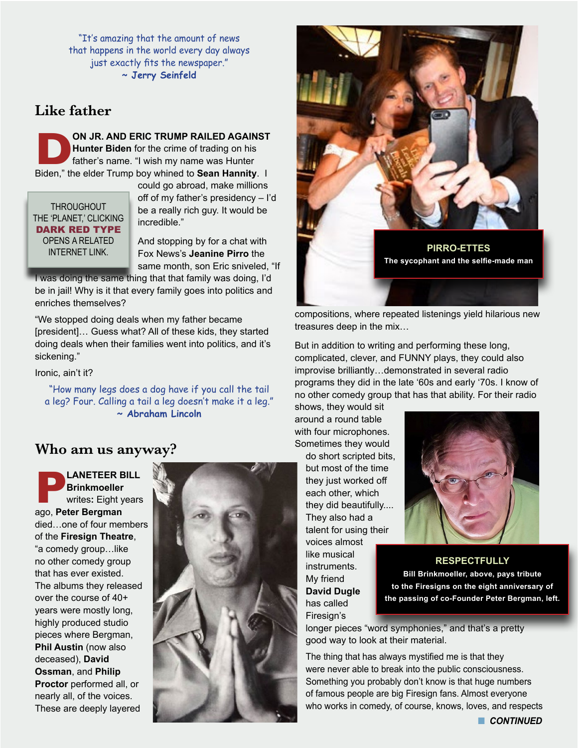*"It's amazing that the amount of news that happens in the world every day always just exactly fits the newspaper."*
**~ Jerry Seinfeld**

## Like father

**DON JR. AND ERIC TRUMP RAILED AGAINST Hunter Biden** for the crime of trading on his father's name. "I wish my name was Hunter Biden," the elder Trump boy whined to **Sean Hannity**. I could go abroad, make millions off of my father's presidency – I'd be a really rich guy. It would be incredible."

> THROUGHOUT THE 'PLANET,' CLICKING **DARK RED TYPE** OPENS A RELATED INTERNET LINK.

And stopping by for a chat with Fox News's **Jeanine Pirro** the same month, son Eric sniveled, "If I was doing the same thing that that family was doing, I'd be in jail! Why is it that every family goes into politics and enriches themselves?

"We stopped doing deals when my father became [president]… Guess what? All of these kids, they started doing deals when their families went into politics, and it's sickening."

Ironic, ain't it?

**PIRRO-ETTES**
**The sycophant and the selfie-made man**

*"How many legs does a dog have if you call the tail a leg? Four. Calling a tail a leg doesn't make it a leg."*
**~ Abraham Lincoln**

## Who am us anyway?

**PLANETEER BILL Brinkmoeller** writes**:** Eight years ago, **Peter Bergman** died…one of four members of the **Firesign Theatre**, "a comedy group…like no other comedy group that has ever existed. The albums they released over the course of 40+ years were mostly long, highly produced studio pieces where Bergman, **Phil Austin** (now also deceased), **David Ossman**, and **Philip Proctor** performed all, or nearly all, of the voices. These are deeply layered compositions, where repeated listenings yield hilarious new treasures deep in the mix…

But in addition to writing and performing these long, complicated, clever, and FUNNY plays, they could also improvise brilliantly…demonstrated in several radio programs they did in the late '60s and early '70s. I know of no other comedy group that has that ability. For their radio shows, they would sit around a round table with four microphones. Sometimes they would do short scripted bits, but most of the time they just worked off each other, which they did beautifully.... They also had a talent for using their voices almost like musical instruments. My friend **David Dugle** has called Firesign's longer pieces "word symphonies," and that's a pretty good way to look at their material.

**RESPECTFULLY**
**Bill Brinkmoeller, above, pays tribute to the Firesigns on the eight anniversary of the passing of co-Founder Peter Bergman, left.**

The thing that has always mystified me is that they were never able to break into the public consciousness. Something you probably don't know is that huge numbers of famous people are big Firesign fans. Almost everyone who works in comedy, of course, knows, loves, and respects

***CONTINUED***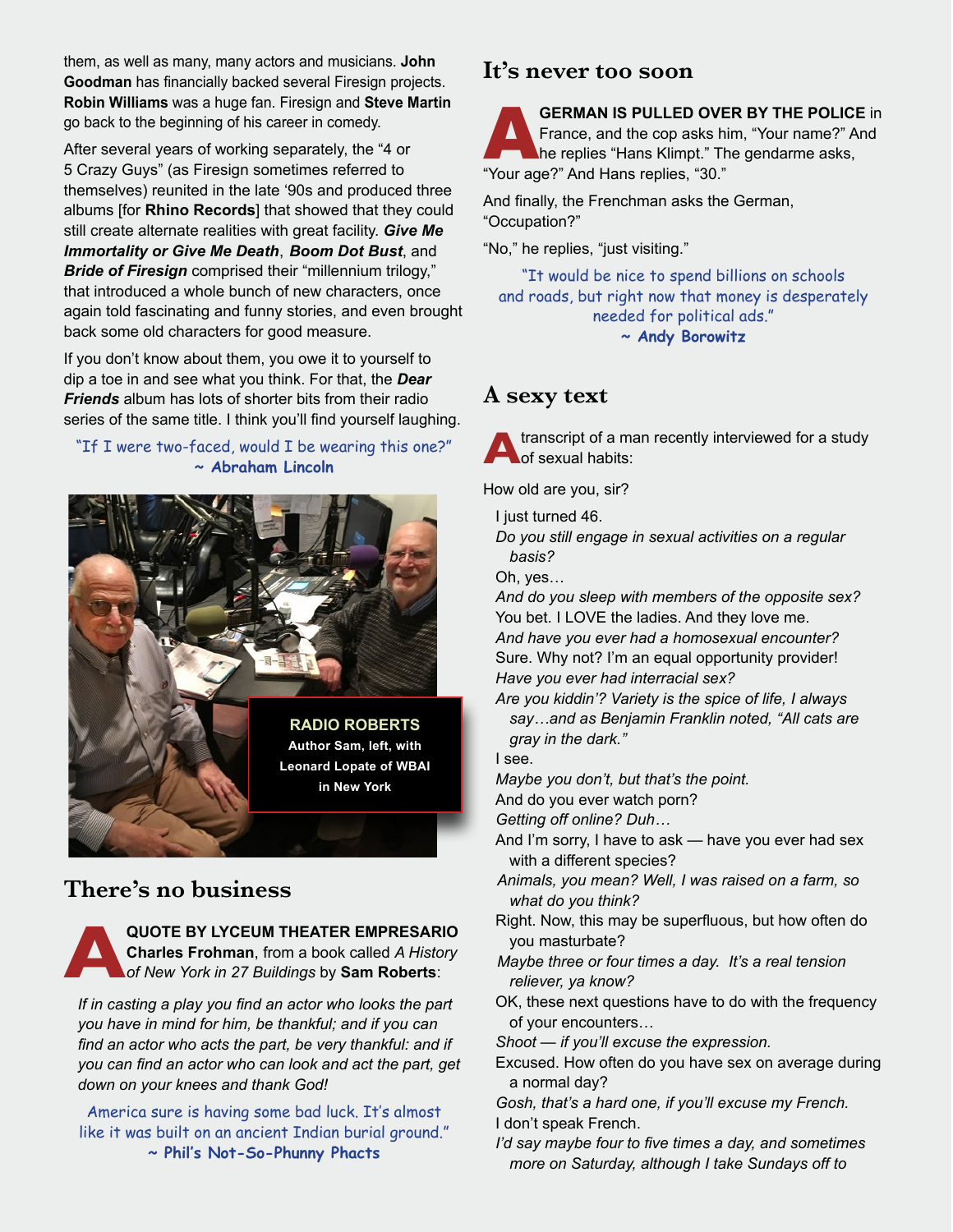them, as well as many, many actors and musicians. **John Goodman** has financially backed several Firesign projects. **Robin Williams** was a huge fan. Firesign and **Steve Martin** go back to the beginning of his career in comedy.

After several years of working separately, the "4 or 5 Crazy Guys" (as Firesign sometimes referred to themselves) reunited in the late '90s and produced three albums [for **Rhino Records**] that showed that they could still create alternate realities with great facility. ***Give Me Immortality or Give Me Death***, ***Boom Dot Bust***, and ***Bride of Firesign*** comprised their "millennium trilogy," that introduced a whole bunch of new characters, once again told fascinating and funny stories, and even brought back some old characters for good measure.

If you don't know about them, you owe it to yourself to dip a toe in and see what you think. For that, the ***Dear Friends*** album has lots of shorter bits from their radio series of the same title. I think you'll find yourself laughing.

"If I were two-faced, would I be wearing this one?"
~ **Abraham Lincoln**

**RADIO ROBERTS**
**Author Sam, left, with Leonard Lopate of WBAI in New York**

## There's no business

**A QUOTE BY LYCEUM THEATER EMPRESARIO Charles Frohman**, from a book called *A History of New York in 27 Buildings* by **Sam Roberts**:

*If in casting a play you find an actor who looks the part you have in mind for him, be thankful; and if you can find an actor who acts the part, be very thankful: and if you can find an actor who can look and act the part, get down on your knees and thank God!*

America sure is having some bad luck. It's almost like it was built on an ancient Indian burial ground."
~ **Phil's Not-So-Phunny Phacts**

## It's never too soon

**A GERMAN IS PULLED OVER BY THE POLICE** in France, and the cop asks him, "Your name?" And he replies "Hans Klimpt." The gendarme asks, "Your age?" And Hans replies, "30."

And finally, the Frenchman asks the German, "Occupation?"

"No," he replies, "just visiting."

"It would be nice to spend billions on schools and roads, but right now that money is desperately needed for political ads."
~ **Andy Borowitz**

## A sexy text

A transcript of a man recently interviewed for a study of sexual habits:

How old are you, sir?

I just turned 46.

*Do you still engage in sexual activities on a regular basis?*

Oh, yes…

*And do you sleep with members of the opposite sex?*

You bet. I LOVE the ladies. And they love me.

*And have you ever had a homosexual encounter?*

Sure. Why not? I'm an equal opportunity provider!

*Have you ever had interracial sex?*

*Are you kiddin'? Variety is the spice of life, I always say…and as Benjamin Franklin noted, "All cats are gray in the dark."*

I see.

*Maybe you don't, but that's the point.*

And do you ever watch porn?

*Getting off online? Duh…*

And I'm sorry, I have to ask — have you ever had sex with a different species?

*Animals, you mean? Well, I was raised on a farm, so what do you think?*

Right. Now, this may be superfluous, but how often do you masturbate?

*Maybe three or four times a day. It's a real tension reliever, ya know?*

OK, these next questions have to do with the frequency of your encounters…

*Shoot — if you'll excuse the expression.*

Excused. How often do you have sex on average during a normal day?

*Gosh, that's a hard one, if you'll excuse my French.*

I don't speak French.

*I'd say maybe four to five times a day, and sometimes more on Saturday, although I take Sundays off to*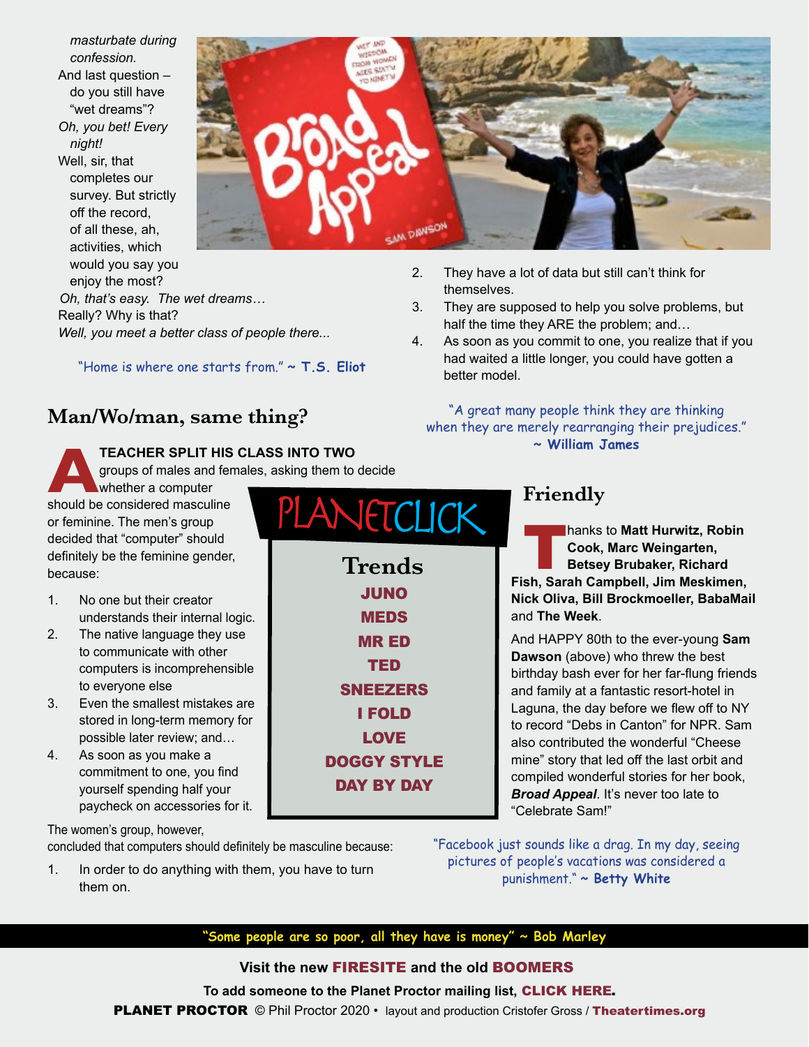*masturbate during confession.*

And last question – do you still have "wet dreams"?

*Oh, you bet! Every night!*

Well, sir, that completes our survey. But strictly off the record, of all these, ah, activities, which would you say you enjoy the most?

*Oh, that's easy. The wet dreams…*

Really? Why is that?

*Well, you meet a better class of people there...*

"Home is where one starts from." ~ **T.S. Eliot**

## Man/Wo/man, same thing?

**A TEACHER SPLIT HIS CLASS INTO TWO** groups of males and females, asking them to decide whether a computer should be considered masculine or feminine. The men's group decided that "computer" should definitely be the feminine gender, because:

1. No one but their creator understands their internal logic.
2. The native language they use to communicate with other computers is incomprehensible to everyone else
3. Even the smallest mistakes are stored in long-term memory for possible later review; and…
4. As soon as you make a commitment to one, you find yourself spending half your paycheck on accessories for it.

The women's group, however, concluded that computers should definitely be masculine because:

1. In order to do anything with them, you have to turn them on.
2. They have a lot of data but still can't think for themselves.
3. They are supposed to help you solve problems, but half the time they ARE the problem; and…
4. As soon as you commit to one, you realize that if you had waited a little longer, you could have gotten a better model.

"A great many people think they are thinking when they are merely rearranging their prejudices." ~ **William James**

## PLANETCLICK

### Trends

**JUNO**
**MEDS**
**MR ED**
**TED**
**SNEEZERS**
**I FOLD**
**LOVE**
**DOGGY STYLE**
**DAY BY DAY**

## Friendly

**T**hanks to **Matt Hurwitz, Robin Cook, Marc Weingarten, Betsey Brubaker, Richard Fish, Sarah Campbell, Jim Meskimen, Nick Oliva, Bill Brockmoeller, BabaMail** and **The Week**.

And HAPPY 80th to the ever-young **Sam Dawson** (above) who threw the best birthday bash ever for her far-flung friends and family at a fantastic resort-hotel in Laguna, the day before we flew off to NY to record "Debs in Canton" for NPR. Sam also contributed the wonderful "Cheese mine" story that led off the last orbit and compiled wonderful stories for her book, ***Broad Appeal***. It's never too late to "Celebrate Sam!"

"Facebook just sounds like a drag. In my day, seeing pictures of people's vacations was considered a punishment." ~ **Betty White**

"Some people are so poor, all they have is money" ~ Bob Marley

**Visit the new FIRESITE and the old BOOMERS**

**To add someone to the Planet Proctor mailing list, CLICK HERE.**

**PLANET PROCTOR** © Phil Proctor 2020 • layout and production Cristofer Gross / **Theatertimes.org**